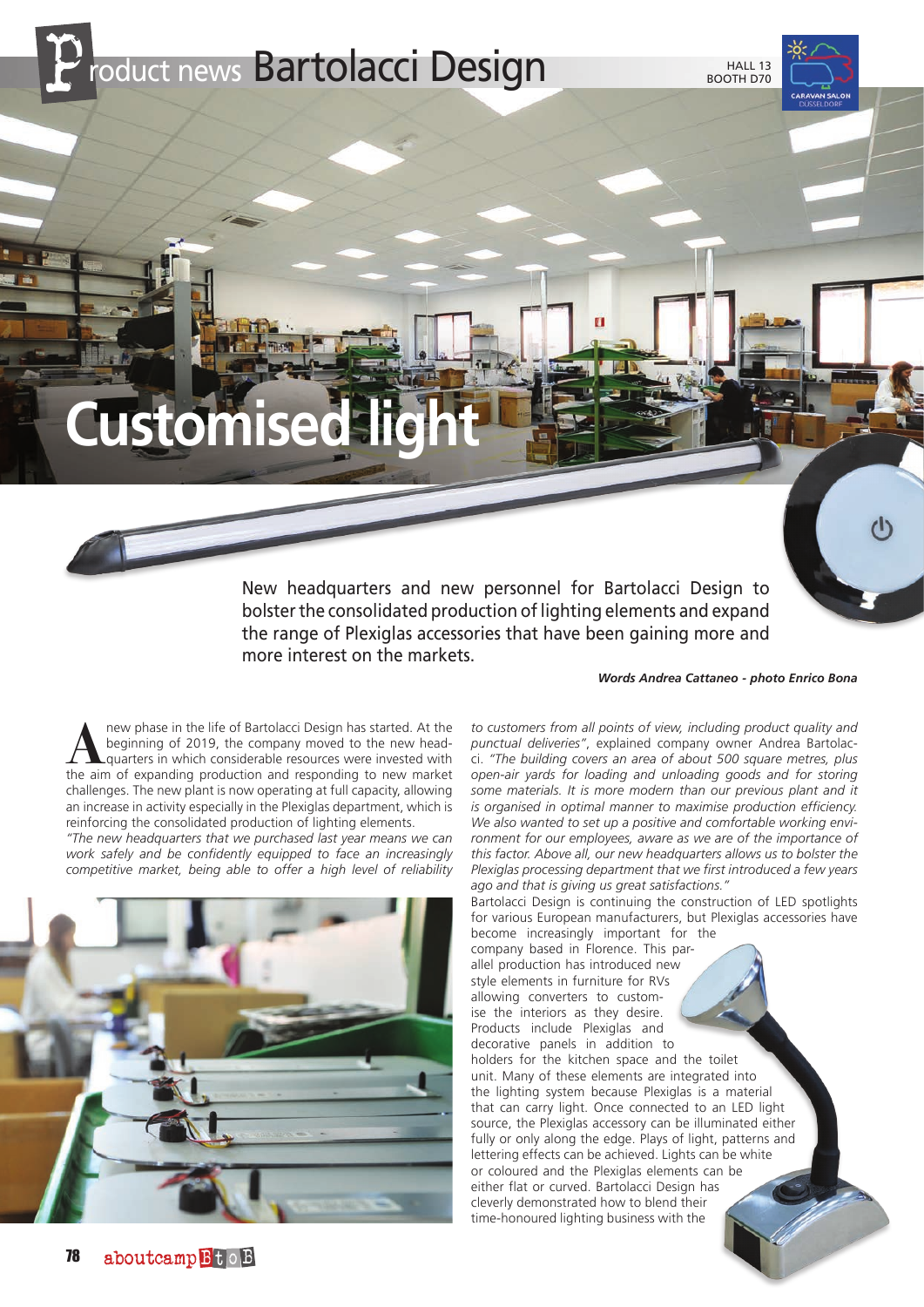# Product news Bartolacci Design

HALL 13
BOOTH D70

## Customised light

New headquarters and new personnel for Bartolacci Design to bolster the consolidated production of lighting elements and expand the range of Plexiglas accessories that have been gaining more and more interest on the markets.

***Words Andrea Cattaneo - photo Enrico Bona***

A new phase in the life of Bartolacci Design has started. At the beginning of 2019, the company moved to the new headquarters in which considerable resources were invested with the aim of expanding production and responding to new market challenges. The new plant is now operating at full capacity, allowing an increase in activity especially in the Plexiglas department, which is reinforcing the consolidated production of lighting elements.

*"The new headquarters that we purchased last year means we can work safely and be confidently equipped to face an increasingly competitive market, being able to offer a high level of reliability to customers from all points of view, including product quality and punctual deliveries"*, explained company owner Andrea Bartolacci. *"The building covers an area of about 500 square metres, plus open-air yards for loading and unloading goods and for storing some materials. It is more modern than our previous plant and it is organised in optimal manner to maximise production efficiency. We also wanted to set up a positive and comfortable working environment for our employees, aware as we are of the importance of this factor. Above all, our new headquarters allows us to bolster the Plexiglas processing department that we first introduced a few years ago and that is giving us great satisfactions."*

Bartolacci Design is continuing the construction of LED spotlights for various European manufacturers, but Plexiglas accessories have become increasingly important for the company based in Florence. This parallel production has introduced new style elements in furniture for RVs allowing converters to customise the interiors as they desire. Products include Plexiglas and decorative panels in addition to holders for the kitchen space and the toilet unit. Many of these elements are integrated into the lighting system because Plexiglas is a material that can carry light. Once connected to an LED light source, the Plexiglas accessory can be illuminated either fully or only along the edge. Plays of light, patterns and lettering effects can be achieved. Lights can be white or coloured and the Plexiglas elements can be either flat or curved. Bartolacci Design has cleverly demonstrated how to blend their time-honoured lighting business with the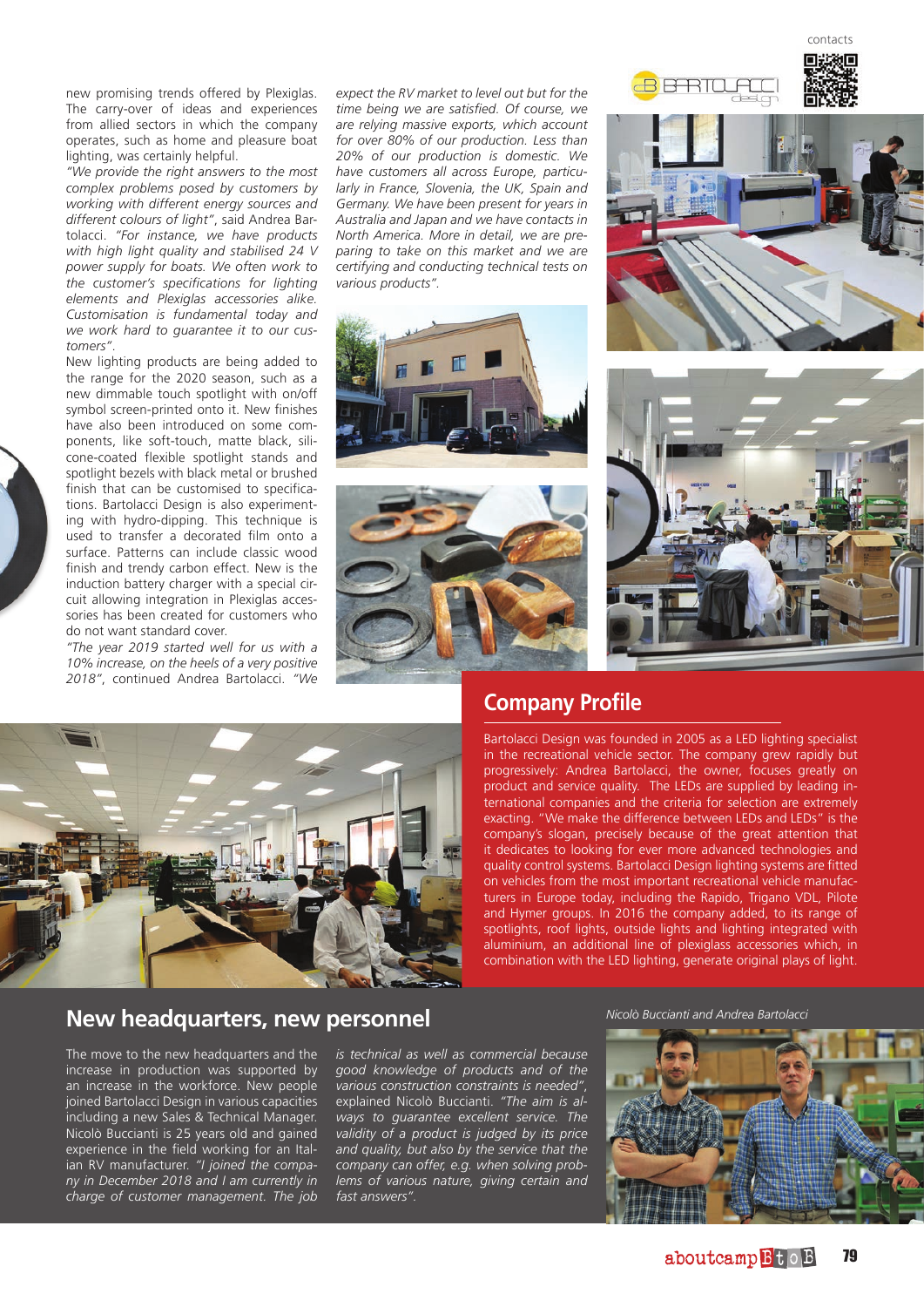new promising trends offered by Plexiglas. The carry-over of ideas and experiences from allied sectors in which the company operates, such as home and pleasure boat lighting, was certainly helpful.

*"We provide the right answers to the most complex problems posed by customers by working with different energy sources and different colours of light"*, said Andrea Bartolacci. *"For instance, we have products with high light quality and stabilised 24 V power supply for boats. We often work to the customer's specifications for lighting elements and Plexiglas accessories alike. Customisation is fundamental today and we work hard to guarantee it to our customers"*.

New lighting products are being added to the range for the 2020 season, such as a new dimmable touch spotlight with on/off symbol screen-printed onto it. New finishes have also been introduced on some components, like soft-touch, matte black, silicone-coated flexible spotlight stands and spotlight bezels with black metal or brushed finish that can be customised to specifications. Bartolacci Design is also experimenting with hydro-dipping. This technique is used to transfer a decorated film onto a surface. Patterns can include classic wood finish and trendy carbon effect. New is the induction battery charger with a special circuit allowing integration in Plexiglas accessories has been created for customers who do not want standard cover.

*"The year 2019 started well for us with a 10% increase, on the heels of a very positive 2018"*, continued Andrea Bartolacci. *"We expect the RV market to level out but for the time being we are satisfied. Of course, we are relying massive exports, which account for over 80% of our production. Less than 20% of our production is domestic. We have customers all across Europe, particularly in France, Slovenia, the UK, Spain and Germany. We have been present for years in Australia and Japan and we have contacts in North America. More in detail, we are preparing to take on this market and we are certifying and conducting technical tests on various products"*.

contacts

## Company Profile

Bartolacci Design was founded in 2005 as a LED lighting specialist in the recreational vehicle sector. The company grew rapidly but progressively: Andrea Bartolacci, the owner, focuses greatly on product and service quality. The LEDs are supplied by leading international companies and the criteria for selection are extremely exacting. "We make the difference between LEDs and LEDs" is the company's slogan, precisely because of the great attention that it dedicates to looking for ever more advanced technologies and quality control systems. Bartolacci Design lighting systems are fitted on vehicles from the most important recreational vehicle manufacturers in Europe today, including the Rapido, Trigano VDL, Pilote and Hymer groups. In 2016 the company added, to its range of spotlights, roof lights, outside lights and lighting integrated with aluminium, an additional line of plexiglass accessories which, in combination with the LED lighting, generate original plays of light.

## New headquarters, new personnel

The move to the new headquarters and the increase in production was supported by an increase in the workforce. New people joined Bartolacci Design in various capacities including a new Sales & Technical Manager. Nicolò Buccianti is 25 years old and gained experience in the field working for an Italian RV manufacturer. *"I joined the company in December 2018 and I am currently in charge of customer management. The job is technical as well as commercial because good knowledge of products and of the various construction constraints is needed"*, explained Nicolò Buccianti. *"The aim is always to guarantee excellent service. The validity of a product is judged by its price and quality, but also by the service that the company can offer, e.g. when solving problems of various nature, giving certain and fast answers"*.

*Nicolò Buccianti and Andrea Bartolacci*